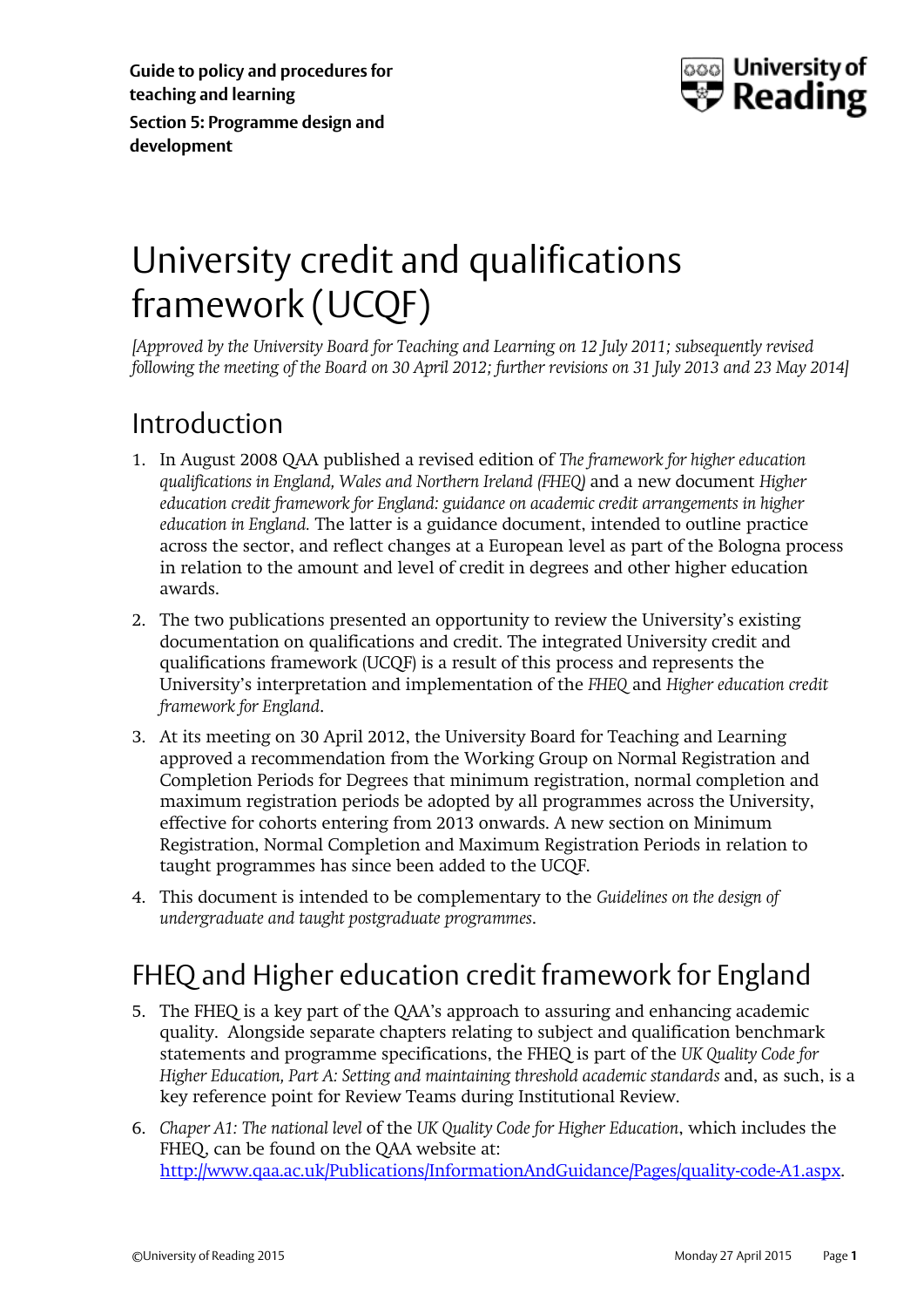Guide to policy and procedures for teaching and learning

Section 5: Programme design and development

# University credit and qualifications framework (UCQF)

*[Approved by the University Board for Teaching and Learning on 12 July 2011; subsequently revised following the meeting of the Board on 30 April 2012; further revisions on 31 July 2013 and 23 May 2014]*

## Introduction

1. In August 2008 QAA published a revised edition of *The framework for higher education qualifications in England, Wales and Northern Ireland (FHEQ)* and a new document *Higher education credit framework for England: guidance on academic credit arrangements in higher education in England.* The latter is a guidance document, intended to outline practice across the sector, and reflect changes at a European level as part of the Bologna process in relation to the amount and level of credit in degrees and other higher education awards.

2. The two publications presented an opportunity to review the University's existing documentation on qualifications and credit. The integrated University credit and qualifications framework (UCQF) is a result of this process and represents the University's interpretation and implementation of the *FHEQ* and *Higher education credit framework for England*.

3. At its meeting on 30 April 2012, the University Board for Teaching and Learning approved a recommendation from the Working Group on Normal Registration and Completion Periods for Degrees that minimum registration, normal completion and maximum registration periods be adopted by all programmes across the University, effective for cohorts entering from 2013 onwards. A new section on Minimum Registration, Normal Completion and Maximum Registration Periods in relation to taught programmes has since been added to the UCQF.

4. This document is intended to be complementary to the *Guidelines on the design of undergraduate and taught postgraduate programmes*.

## FHEQ and Higher education credit framework for England

5. The FHEQ is a key part of the QAA's approach to assuring and enhancing academic quality. Alongside separate chapters relating to subject and qualification benchmark statements and programme specifications, the FHEQ is part of the *UK Quality Code for Higher Education, Part A: Setting and maintaining threshold academic standards* and, as such, is a key reference point for Review Teams during Institutional Review.

6. *Chaper A1: The national level* of the *UK Quality Code for Higher Education*, which includes the FHEQ, can be found on the QAA website at: [http://www.qaa.ac.uk/Publications/InformationAndGuidance/Pages/quality-code-A1.aspx](http://www.qaa.ac.uk/Publications/InformationAndGuidance/Pages/quality-code-A1.aspx).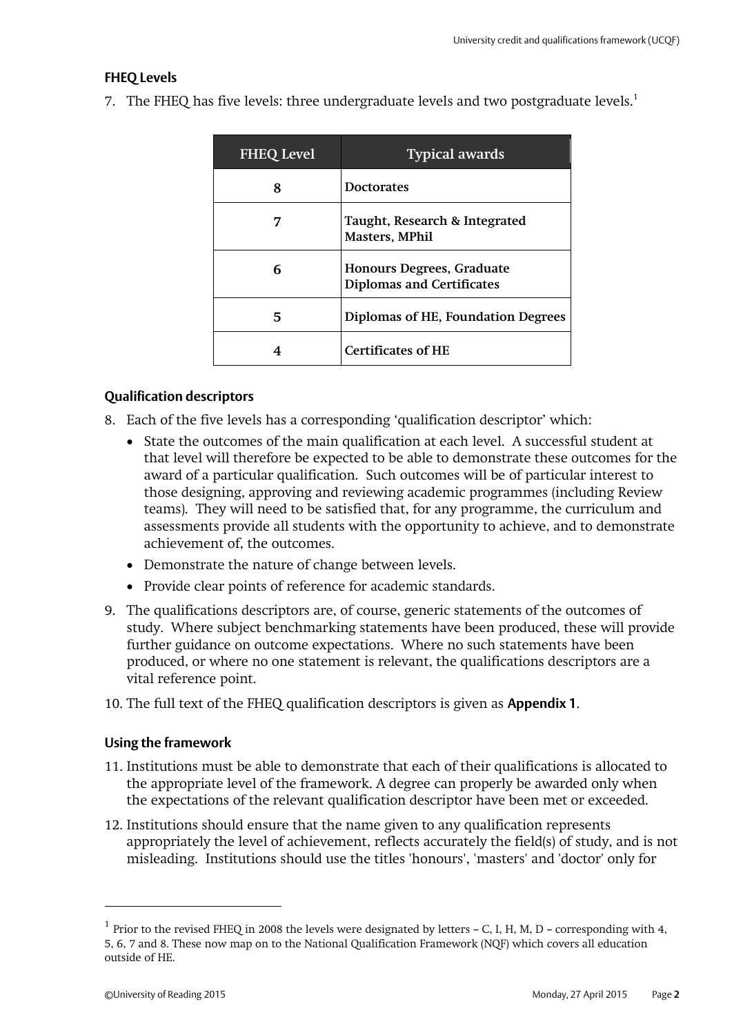### FHEQ Levels

7. The FHEQ has five levels: three undergraduate levels and two postgraduate levels.[1]

| FHEQ Level | Typical awards |
|---|---|
| 8 | Doctorates |
| 7 | Taught, Research & Integrated Masters, MPhil |
| 6 | Honours Degrees, Graduate Diplomas and Certificates |
| 5 | Diplomas of HE, Foundation Degrees |
| 4 | Certificates of HE |

### Qualification descriptors

8. Each of the five levels has a corresponding 'qualification descriptor' which:
   - State the outcomes of the main qualification at each level. A successful student at that level will therefore be expected to be able to demonstrate these outcomes for the award of a particular qualification. Such outcomes will be of particular interest to those designing, approving and reviewing academic programmes (including Review teams). They will need to be satisfied that, for any programme, the curriculum and assessments provide all students with the opportunity to achieve, and to demonstrate achievement of, the outcomes.
   - Demonstrate the nature of change between levels.
   - Provide clear points of reference for academic standards.
9. The qualifications descriptors are, of course, generic statements of the outcomes of study. Where subject benchmarking statements have been produced, these will provide further guidance on outcome expectations. Where no such statements have been produced, or where no one statement is relevant, the qualifications descriptors are a vital reference point.
10. The full text of the FHEQ qualification descriptors is given as **Appendix 1**.

### Using the framework

11. Institutions must be able to demonstrate that each of their qualifications is allocated to the appropriate level of the framework. A degree can properly be awarded only when the expectations of the relevant qualification descriptor have been met or exceeded.
12. Institutions should ensure that the name given to any qualification represents appropriately the level of achievement, reflects accurately the field(s) of study, and is not misleading. Institutions should use the titles 'honours', 'masters' and 'doctor' only for

[1] Prior to the revised FHEQ in 2008 the levels were designated by letters – C, I, H, M, D – corresponding with 4, 5, 6, 7 and 8. These now map on to the National Qualification Framework (NQF) which covers all education outside of HE.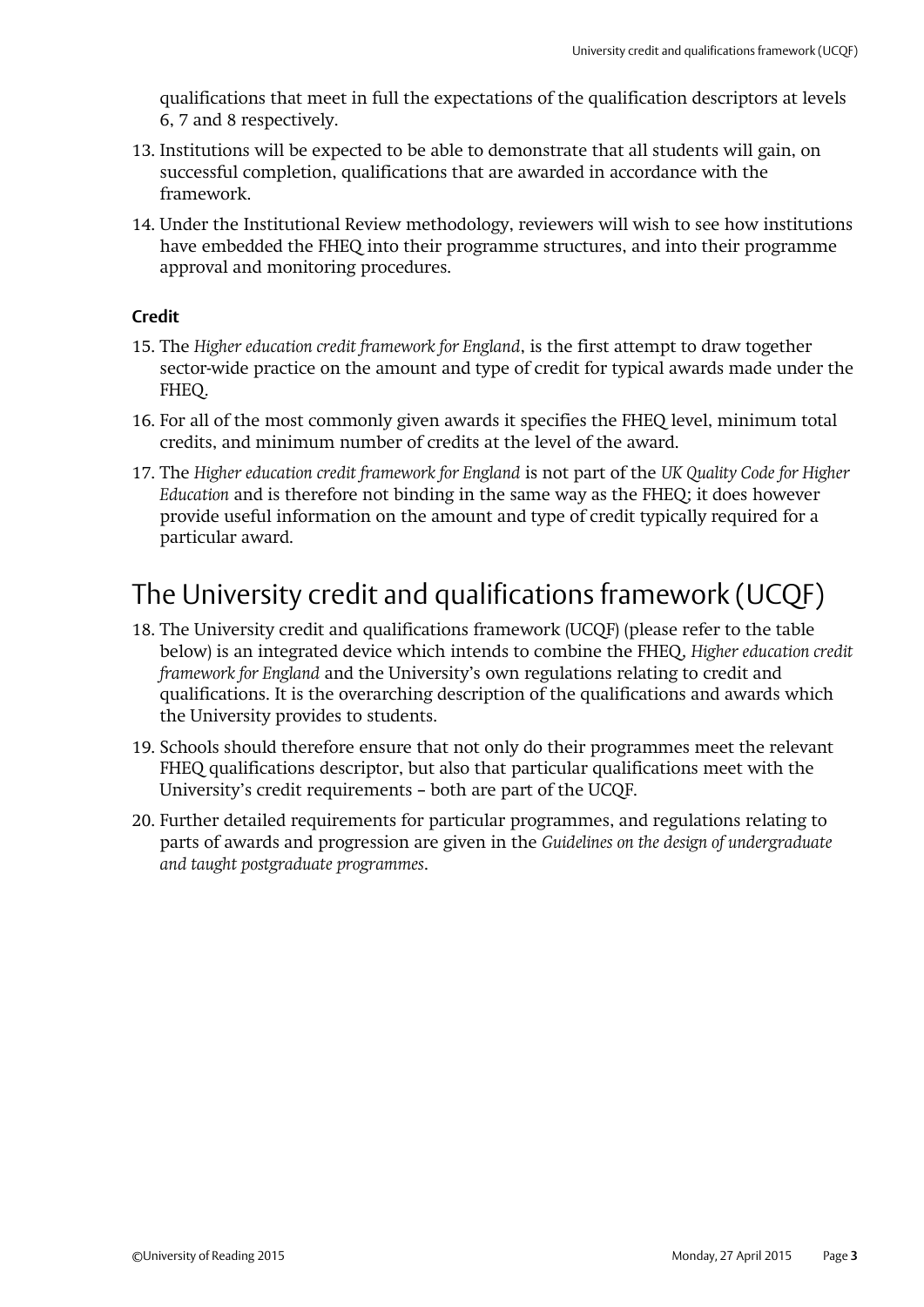qualifications that meet in full the expectations of the qualification descriptors at levels 6, 7 and 8 respectively.

13. Institutions will be expected to be able to demonstrate that all students will gain, on successful completion, qualifications that are awarded in accordance with the framework.
14. Under the Institutional Review methodology, reviewers will wish to see how institutions have embedded the FHEQ into their programme structures, and into their programme approval and monitoring procedures.

### Credit

15. The *Higher education credit framework for England*, is the first attempt to draw together sector-wide practice on the amount and type of credit for typical awards made under the FHEQ.
16. For all of the most commonly given awards it specifies the FHEQ level, minimum total credits, and minimum number of credits at the level of the award.
17. The *Higher education credit framework for England* is not part of the *UK Quality Code for Higher Education* and is therefore not binding in the same way as the FHEQ; it does however provide useful information on the amount and type of credit typically required for a particular award.

## The University credit and qualifications framework (UCQF)

18. The University credit and qualifications framework (UCQF) (please refer to the table below) is an integrated device which intends to combine the FHEQ, *Higher education credit framework for England* and the University's own regulations relating to credit and qualifications. It is the overarching description of the qualifications and awards which the University provides to students.
19. Schools should therefore ensure that not only do their programmes meet the relevant FHEQ qualifications descriptor, but also that particular qualifications meet with the University's credit requirements – both are part of the UCQF.
20. Further detailed requirements for particular programmes, and regulations relating to parts of awards and progression are given in the *Guidelines on the design of undergraduate and taught postgraduate programmes*.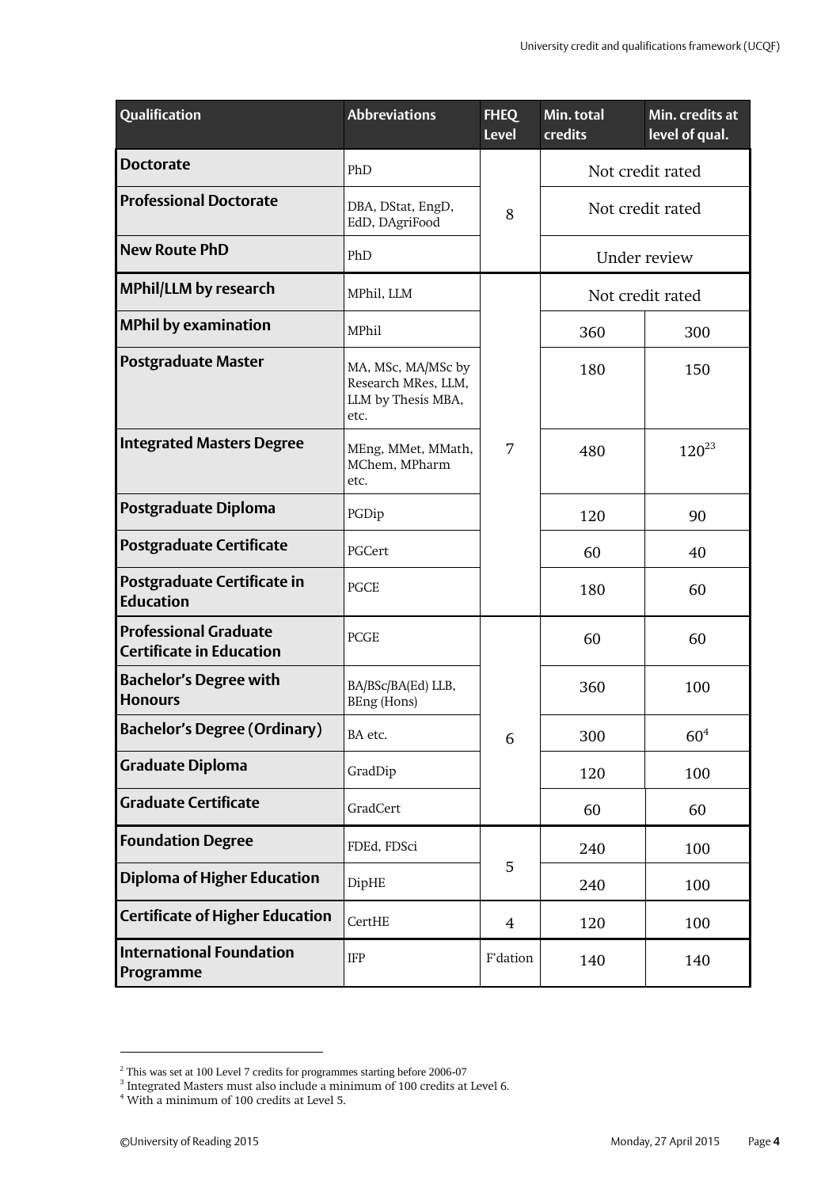| Qualification | Abbreviations | FHEQ Level | Min. total credits | Min. credits at level of qual. |
|---|---|---|---|---|
| **Doctorate** | PhD | 8 | Not credit rated | |
| **Professional Doctorate** | DBA, DStat, EngD, EdD, DAgriFood | 8 | Not credit rated | |
| **New Route PhD** | PhD | 8 | Under review | |
| **MPhil/LLM by research** | MPhil, LLM | 7 | Not credit rated | |
| **MPhil by examination** | MPhil | 7 | 360 | 300 |
| **Postgraduate Master** | MA, MSc, MA/MSc by Research MRes, LLM, LLM by Thesis MBA, etc. | 7 | 180 | 150 |
| **Integrated Masters Degree** | MEng, MMet, MMath, MChem, MPharm etc. | 7 | 480 | 120[2][3] |
| **Postgraduate Diploma** | PGDip | 7 | 120 | 90 |
| **Postgraduate Certificate** | PGCert | 7 | 60 | 40 |
| **Postgraduate Certificate in Education** | PGCE | 7 | 180 | 60 |
| **Professional Graduate Certificate in Education** | PCGE | 6 | 60 | 60 |
| **Bachelor's Degree with Honours** | BA/BSc/BA(Ed) LLB, BEng (Hons) | 6 | 360 | 100 |
| **Bachelor's Degree (Ordinary)** | BA etc. | 6 | 300 | 60[4] |
| **Graduate Diploma** | GradDip | 6 | 120 | 100 |
| **Graduate Certificate** | GradCert | 6 | 60 | 60 |
| **Foundation Degree** | FDEd, FDSci | 5 | 240 | 100 |
| **Diploma of Higher Education** | DipHE | 5 | 240 | 100 |
| **Certificate of Higher Education** | CertHE | 4 | 120 | 100 |
| **International Foundation Programme** | IFP | F'dation | 140 | 140 |

[2] This was set at 100 Level 7 credits for programmes starting before 2006-07

[3] Integrated Masters must also include a minimum of 100 credits at Level 6.

[4] With a minimum of 100 credits at Level 5.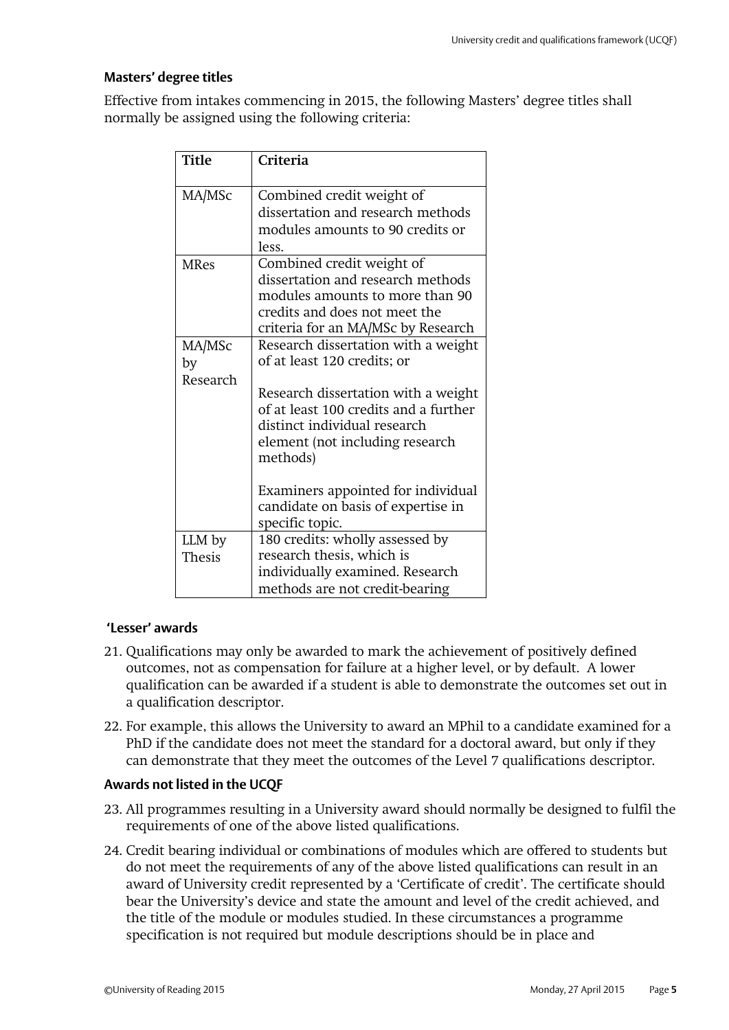### Masters' degree titles

Effective from intakes commencing in 2015, the following Masters' degree titles shall normally be assigned using the following criteria:

| Title | Criteria |
|---|---|
| MA/MSc | Combined credit weight of dissertation and research methods modules amounts to 90 credits or less. |
| MRes | Combined credit weight of dissertation and research methods modules amounts to more than 90 credits and does not meet the criteria for an MA/MSc by Research |
| MA/MSc by Research | Research dissertation with a weight of at least 120 credits; or<br><br>Research dissertation with a weight of at least 100 credits and a further distinct individual research element (not including research methods)<br><br>Examiners appointed for individual candidate on basis of expertise in specific topic. |
| LLM by Thesis | 180 credits: wholly assessed by research thesis, which is individually examined. Research methods are not credit-bearing |

### 'Lesser' awards

21. Qualifications may only be awarded to mark the achievement of positively defined outcomes, not as compensation for failure at a higher level, or by default. A lower qualification can be awarded if a student is able to demonstrate the outcomes set out in a qualification descriptor.
22. For example, this allows the University to award an MPhil to a candidate examined for a PhD if the candidate does not meet the standard for a doctoral award, but only if they can demonstrate that they meet the outcomes of the Level 7 qualifications descriptor.

### Awards not listed in the UCQF

23. All programmes resulting in a University award should normally be designed to fulfil the requirements of one of the above listed qualifications.
24. Credit bearing individual or combinations of modules which are offered to students but do not meet the requirements of any of the above listed qualifications can result in an award of University credit represented by a 'Certificate of credit'. The certificate should bear the University's device and state the amount and level of the credit achieved, and the title of the module or modules studied. In these circumstances a programme specification is not required but module descriptions should be in place and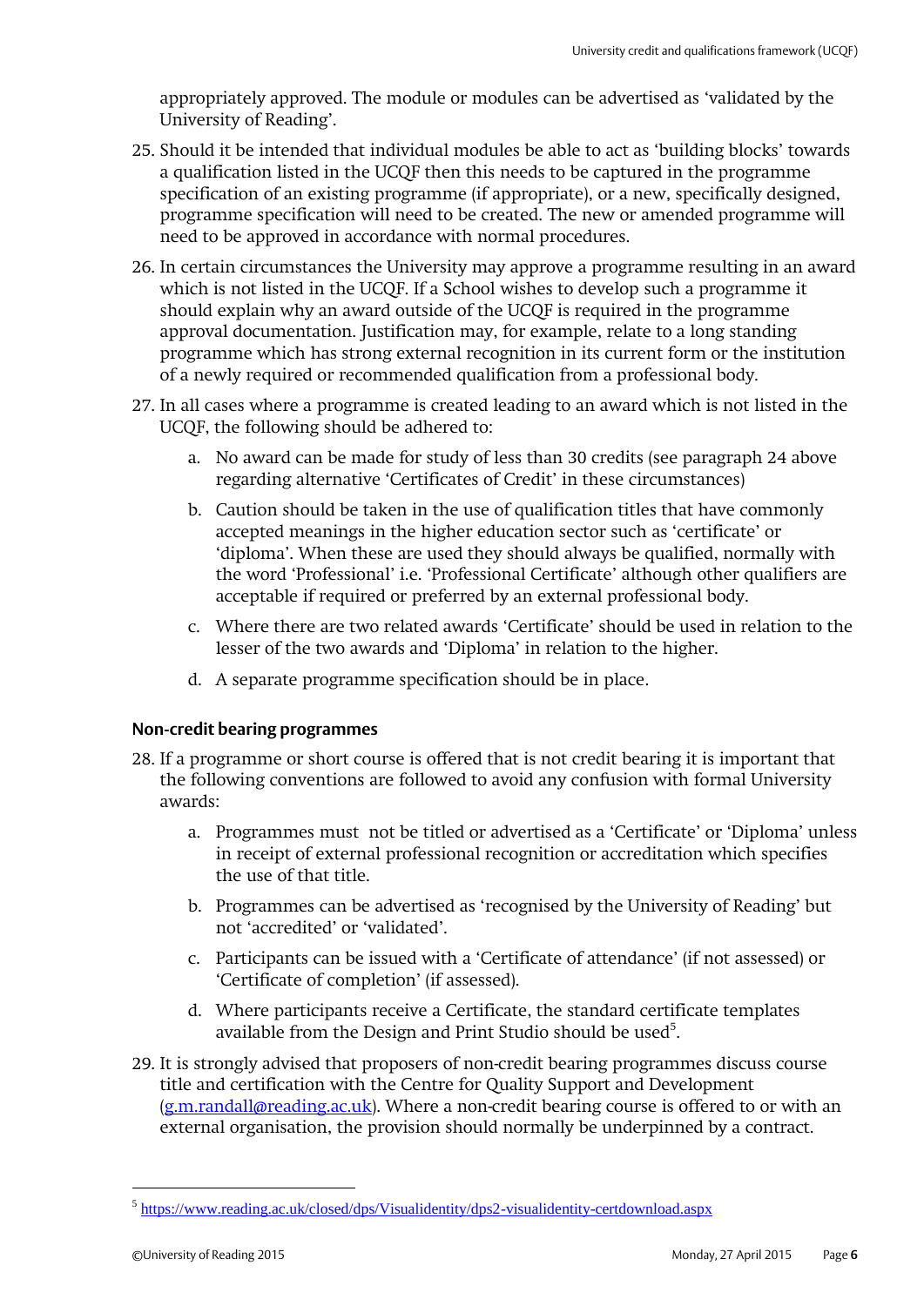appropriately approved. The module or modules can be advertised as 'validated by the University of Reading'.

25. Should it be intended that individual modules be able to act as 'building blocks' towards a qualification listed in the UCQF then this needs to be captured in the programme specification of an existing programme (if appropriate), or a new, specifically designed, programme specification will need to be created. The new or amended programme will need to be approved in accordance with normal procedures.

26. In certain circumstances the University may approve a programme resulting in an award which is not listed in the UCQF. If a School wishes to develop such a programme it should explain why an award outside of the UCQF is required in the programme approval documentation. Justification may, for example, relate to a long standing programme which has strong external recognition in its current form or the institution of a newly required or recommended qualification from a professional body.

27. In all cases where a programme is created leading to an award which is not listed in the UCQF, the following should be adhered to:

    a. No award can be made for study of less than 30 credits (see paragraph 24 above regarding alternative 'Certificates of Credit' in these circumstances)

    b. Caution should be taken in the use of qualification titles that have commonly accepted meanings in the higher education sector such as 'certificate' or 'diploma'. When these are used they should always be qualified, normally with the word 'Professional' i.e. 'Professional Certificate' although other qualifiers are acceptable if required or preferred by an external professional body.

    c. Where there are two related awards 'Certificate' should be used in relation to the lesser of the two awards and 'Diploma' in relation to the higher.

    d. A separate programme specification should be in place.

### Non-credit bearing programmes

28. If a programme or short course is offered that is not credit bearing it is important that the following conventions are followed to avoid any confusion with formal University awards:

    a. Programmes must not be titled or advertised as a 'Certificate' or 'Diploma' unless in receipt of external professional recognition or accreditation which specifies the use of that title.

    b. Programmes can be advertised as 'recognised by the University of Reading' but not 'accredited' or 'validated'.

    c. Participants can be issued with a 'Certificate of attendance' (if not assessed) or 'Certificate of completion' (if assessed).

    d. Where participants receive a Certificate, the standard certificate templates available from the Design and Print Studio should be used[5].

29. It is strongly advised that proposers of non-credit bearing programmes discuss course title and certification with the Centre for Quality Support and Development (g.m.randall@reading.ac.uk). Where a non-credit bearing course is offered to or with an external organisation, the provision should normally be underpinned by a contract.

---

[5] https://www.reading.ac.uk/closed/dps/Visualidentity/dps2-visualidentity-certdownload.aspx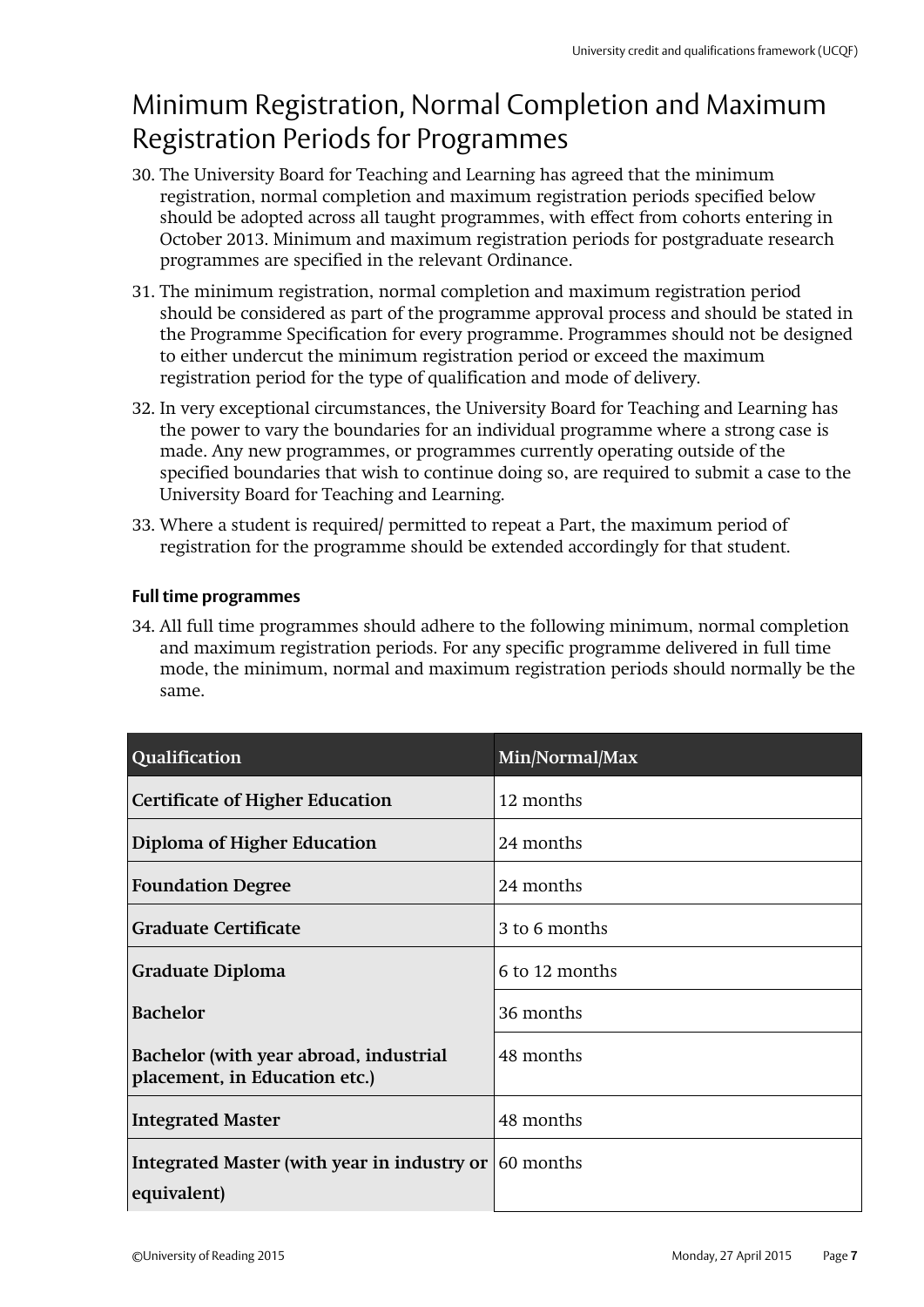# Minimum Registration, Normal Completion and Maximum Registration Periods for Programmes

30. The University Board for Teaching and Learning has agreed that the minimum registration, normal completion and maximum registration periods specified below should be adopted across all taught programmes, with effect from cohorts entering in October 2013. Minimum and maximum registration periods for postgraduate research programmes are specified in the relevant Ordinance.

31. The minimum registration, normal completion and maximum registration period should be considered as part of the programme approval process and should be stated in the Programme Specification for every programme. Programmes should not be designed to either undercut the minimum registration period or exceed the maximum registration period for the type of qualification and mode of delivery.

32. In very exceptional circumstances, the University Board for Teaching and Learning has the power to vary the boundaries for an individual programme where a strong case is made. Any new programmes, or programmes currently operating outside of the specified boundaries that wish to continue doing so, are required to submit a case to the University Board for Teaching and Learning.

33. Where a student is required/ permitted to repeat a Part, the maximum period of registration for the programme should be extended accordingly for that student.

### Full time programmes

34. All full time programmes should adhere to the following minimum, normal completion and maximum registration periods. For any specific programme delivered in full time mode, the minimum, normal and maximum registration periods should normally be the same.

| Qualification | Min/Normal/Max |
|---|---|
| **Certificate of Higher Education** | 12 months |
| **Diploma of Higher Education** | 24 months |
| **Foundation Degree** | 24 months |
| **Graduate Certificate** | 3 to 6 months |
| **Graduate Diploma** | 6 to 12 months |
| **Bachelor** | 36 months |
| **Bachelor (with year abroad, industrial placement, in Education etc.)** | 48 months |
| **Integrated Master** | 48 months |
| **Integrated Master (with year in industry or equivalent)** | 60 months |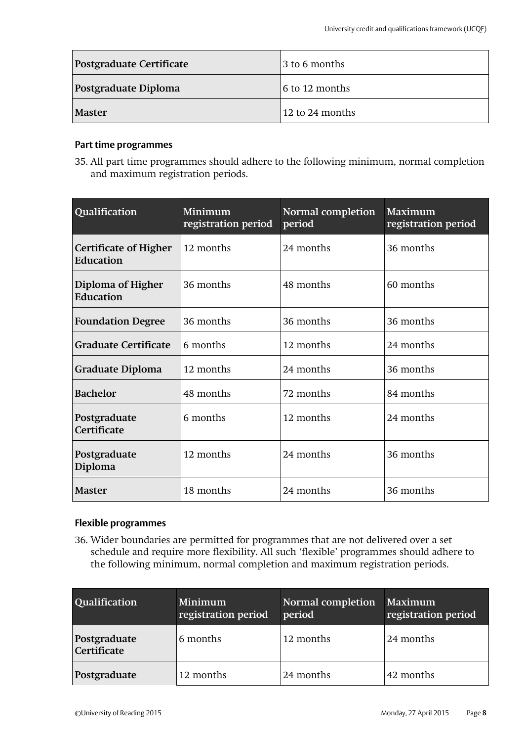| Postgraduate Certificate | 3 to 6 months |
|---|---|
| Postgraduate Diploma | 6 to 12 months |
| Master | 12 to 24 months |

### Part time programmes

35. All part time programmes should adhere to the following minimum, normal completion and maximum registration periods.

| Qualification | Minimum registration period | Normal completion period | Maximum registration period |
|---|---|---|---|
| Certificate of Higher Education | 12 months | 24 months | 36 months |
| Diploma of Higher Education | 36 months | 48 months | 60 months |
| Foundation Degree | 36 months | 36 months | 36 months |
| Graduate Certificate | 6 months | 12 months | 24 months |
| Graduate Diploma | 12 months | 24 months | 36 months |
| Bachelor | 48 months | 72 months | 84 months |
| Postgraduate Certificate | 6 months | 12 months | 24 months |
| Postgraduate Diploma | 12 months | 24 months | 36 months |
| Master | 18 months | 24 months | 36 months |

### Flexible programmes

36. Wider boundaries are permitted for programmes that are not delivered over a set schedule and require more flexibility. All such 'flexible' programmes should adhere to the following minimum, normal completion and maximum registration periods.

| Qualification | Minimum registration period | Normal completion period | Maximum registration period |
|---|---|---|---|
| Postgraduate Certificate | 6 months | 12 months | 24 months |
| Postgraduate | 12 months | 24 months | 42 months |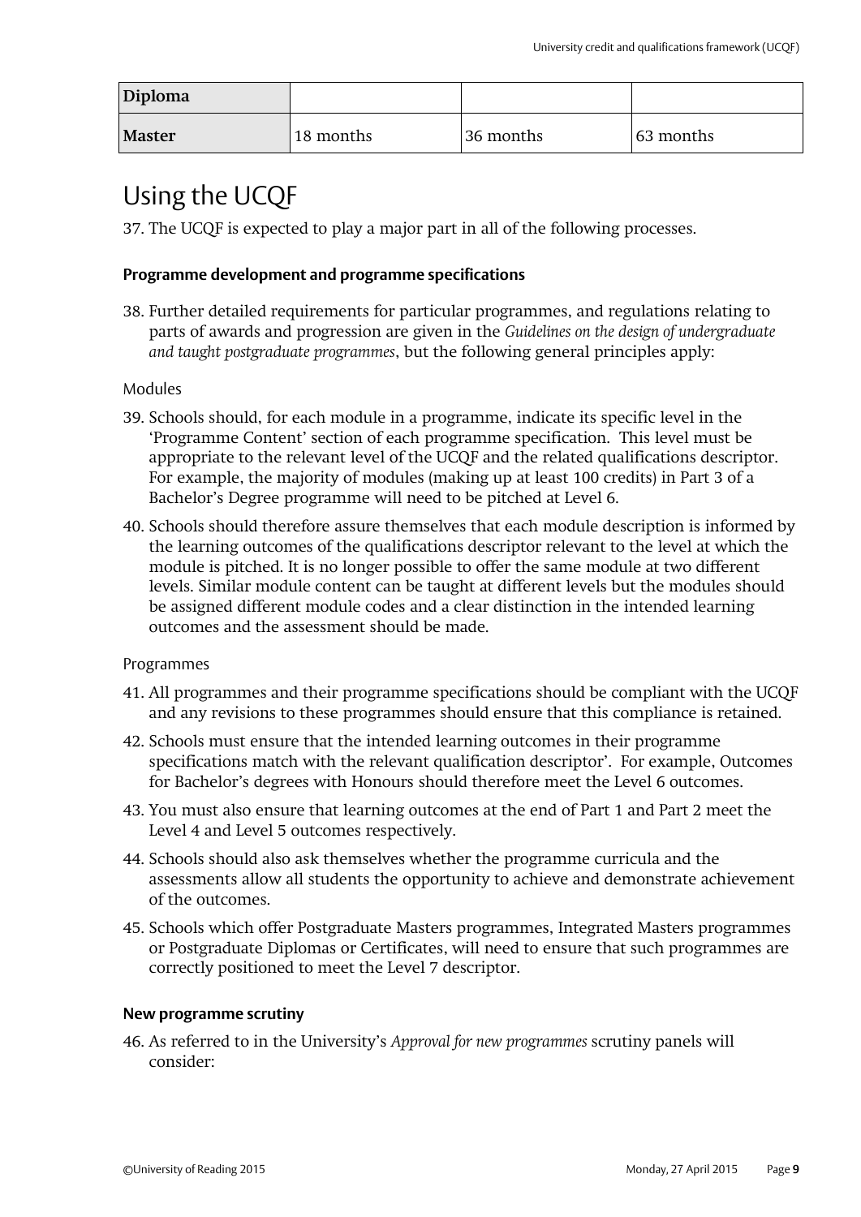| Diploma | | | |
|---|---|---|---|
| Master | 18 months | 36 months | 63 months |

# Using the UCQF

37. The UCQF is expected to play a major part in all of the following processes.

### Programme development and programme specifications

38. Further detailed requirements for particular programmes, and regulations relating to parts of awards and progression are given in the *Guidelines on the design of undergraduate and taught postgraduate programmes*, but the following general principles apply:

Modules

39. Schools should, for each module in a programme, indicate its specific level in the 'Programme Content' section of each programme specification. This level must be appropriate to the relevant level of the UCQF and the related qualifications descriptor. For example, the majority of modules (making up at least 100 credits) in Part 3 of a Bachelor's Degree programme will need to be pitched at Level 6.

40. Schools should therefore assure themselves that each module description is informed by the learning outcomes of the qualifications descriptor relevant to the level at which the module is pitched. It is no longer possible to offer the same module at two different levels. Similar module content can be taught at different levels but the modules should be assigned different module codes and a clear distinction in the intended learning outcomes and the assessment should be made.

Programmes

41. All programmes and their programme specifications should be compliant with the UCQF and any revisions to these programmes should ensure that this compliance is retained.

42. Schools must ensure that the intended learning outcomes in their programme specifications match with the relevant qualification descriptor'. For example, Outcomes for Bachelor's degrees with Honours should therefore meet the Level 6 outcomes.

43. You must also ensure that learning outcomes at the end of Part 1 and Part 2 meet the Level 4 and Level 5 outcomes respectively.

44. Schools should also ask themselves whether the programme curricula and the assessments allow all students the opportunity to achieve and demonstrate achievement of the outcomes.

45. Schools which offer Postgraduate Masters programmes, Integrated Masters programmes or Postgraduate Diplomas or Certificates, will need to ensure that such programmes are correctly positioned to meet the Level 7 descriptor.

### New programme scrutiny

46. As referred to in the University's *Approval for new programmes* scrutiny panels will consider: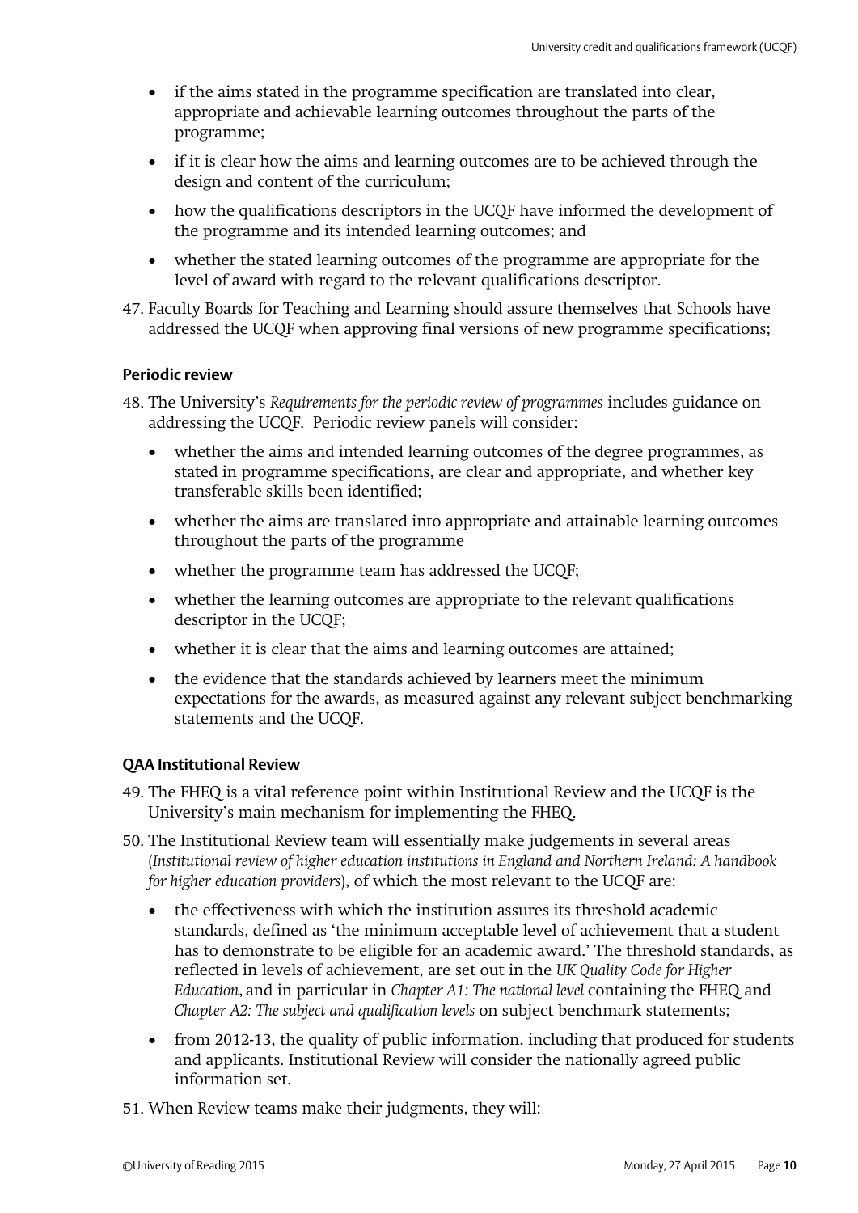- if the aims stated in the programme specification are translated into clear, appropriate and achievable learning outcomes throughout the parts of the programme;
- if it is clear how the aims and learning outcomes are to be achieved through the design and content of the curriculum;
- how the qualifications descriptors in the UCQF have informed the development of the programme and its intended learning outcomes; and
- whether the stated learning outcomes of the programme are appropriate for the level of award with regard to the relevant qualifications descriptor.

47. Faculty Boards for Teaching and Learning should assure themselves that Schools have addressed the UCQF when approving final versions of new programme specifications;

### Periodic review

48. The University's *Requirements for the periodic review of programmes* includes guidance on addressing the UCQF. Periodic review panels will consider:
    - whether the aims and intended learning outcomes of the degree programmes, as stated in programme specifications, are clear and appropriate, and whether key transferable skills been identified;
    - whether the aims are translated into appropriate and attainable learning outcomes throughout the parts of the programme
    - whether the programme team has addressed the UCQF;
    - whether the learning outcomes are appropriate to the relevant qualifications descriptor in the UCQF;
    - whether it is clear that the aims and learning outcomes are attained;
    - the evidence that the standards achieved by learners meet the minimum expectations for the awards, as measured against any relevant subject benchmarking statements and the UCQF.

### QAA Institutional Review

49. The FHEQ is a vital reference point within Institutional Review and the UCQF is the University's main mechanism for implementing the FHEQ.
50. The Institutional Review team will essentially make judgements in several areas (*Institutional review of higher education institutions in England and Northern Ireland: A handbook for higher education providers*), of which the most relevant to the UCQF are:
    - the effectiveness with which the institution assures its threshold academic standards, defined as 'the minimum acceptable level of achievement that a student has to demonstrate to be eligible for an academic award.' The threshold standards, as reflected in levels of achievement, are set out in the *UK Quality Code for Higher Education*, and in particular in *Chapter A1: The national level* containing the FHEQ and *Chapter A2: The subject and qualification levels* on subject benchmark statements;
    - from 2012-13, the quality of public information, including that produced for students and applicants. Institutional Review will consider the nationally agreed public information set.
51. When Review teams make their judgments, they will: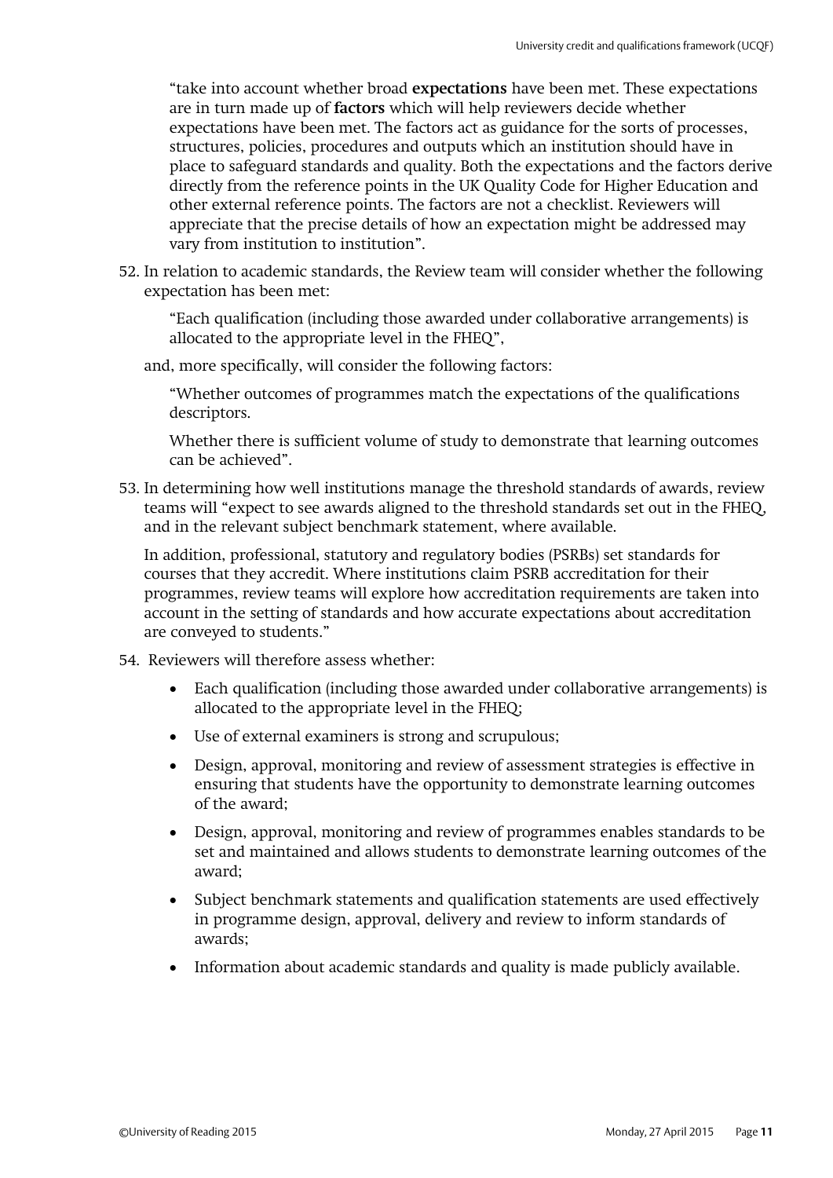"take into account whether broad **expectations** have been met. These expectations are in turn made up of **factors** which will help reviewers decide whether expectations have been met. The factors act as guidance for the sorts of processes, structures, policies, procedures and outputs which an institution should have in place to safeguard standards and quality. Both the expectations and the factors derive directly from the reference points in the UK Quality Code for Higher Education and other external reference points. The factors are not a checklist. Reviewers will appreciate that the precise details of how an expectation might be addressed may vary from institution to institution".

52. In relation to academic standards, the Review team will consider whether the following expectation has been met:

    "Each qualification (including those awarded under collaborative arrangements) is allocated to the appropriate level in the FHEQ",

    and, more specifically, will consider the following factors:

    "Whether outcomes of programmes match the expectations of the qualifications descriptors.

    Whether there is sufficient volume of study to demonstrate that learning outcomes can be achieved".

53. In determining how well institutions manage the threshold standards of awards, review teams will "expect to see awards aligned to the threshold standards set out in the FHEQ, and in the relevant subject benchmark statement, where available.

    In addition, professional, statutory and regulatory bodies (PSRBs) set standards for courses that they accredit. Where institutions claim PSRB accreditation for their programmes, review teams will explore how accreditation requirements are taken into account in the setting of standards and how accurate expectations about accreditation are conveyed to students."

54. Reviewers will therefore assess whether:

    - Each qualification (including those awarded under collaborative arrangements) is allocated to the appropriate level in the FHEQ;
    - Use of external examiners is strong and scrupulous;
    - Design, approval, monitoring and review of assessment strategies is effective in ensuring that students have the opportunity to demonstrate learning outcomes of the award;
    - Design, approval, monitoring and review of programmes enables standards to be set and maintained and allows students to demonstrate learning outcomes of the award;
    - Subject benchmark statements and qualification statements are used effectively in programme design, approval, delivery and review to inform standards of awards;
    - Information about academic standards and quality is made publicly available.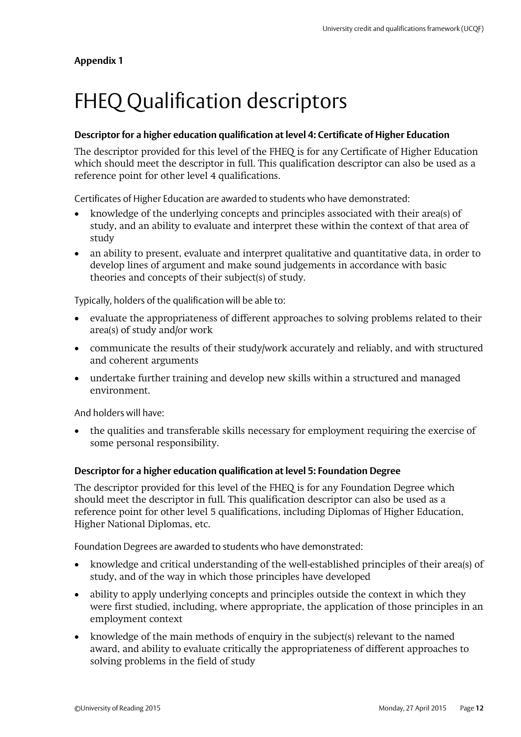**Appendix 1**

# FHEQ Qualification descriptors

### Descriptor for a higher education qualification at level 4: Certificate of Higher Education

The descriptor provided for this level of the FHEQ is for any Certificate of Higher Education which should meet the descriptor in full. This qualification descriptor can also be used as a reference point for other level 4 qualifications.

Certificates of Higher Education are awarded to students who have demonstrated:

- knowledge of the underlying concepts and principles associated with their area(s) of study, and an ability to evaluate and interpret these within the context of that area of study
- an ability to present, evaluate and interpret qualitative and quantitative data, in order to develop lines of argument and make sound judgements in accordance with basic theories and concepts of their subject(s) of study.

Typically, holders of the qualification will be able to:

- evaluate the appropriateness of different approaches to solving problems related to their area(s) of study and/or work
- communicate the results of their study/work accurately and reliably, and with structured and coherent arguments
- undertake further training and develop new skills within a structured and managed environment.

And holders will have:

- the qualities and transferable skills necessary for employment requiring the exercise of some personal responsibility.

### Descriptor for a higher education qualification at level 5: Foundation Degree

The descriptor provided for this level of the FHEQ is for any Foundation Degree which should meet the descriptor in full. This qualification descriptor can also be used as a reference point for other level 5 qualifications, including Diplomas of Higher Education, Higher National Diplomas, etc.

Foundation Degrees are awarded to students who have demonstrated:

- knowledge and critical understanding of the well-established principles of their area(s) of study, and of the way in which those principles have developed
- ability to apply underlying concepts and principles outside the context in which they were first studied, including, where appropriate, the application of those principles in an employment context
- knowledge of the main methods of enquiry in the subject(s) relevant to the named award, and ability to evaluate critically the appropriateness of different approaches to solving problems in the field of study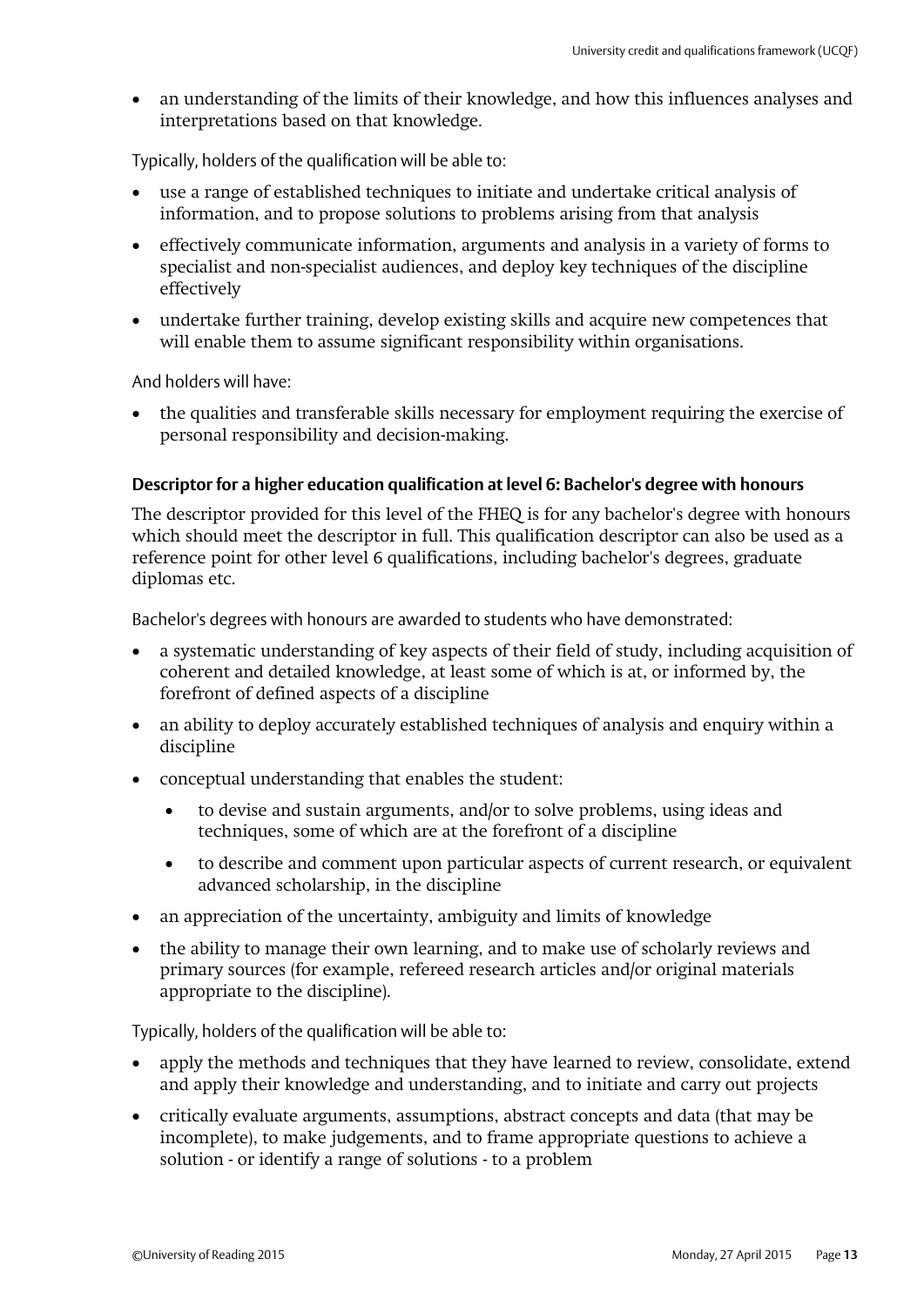- an understanding of the limits of their knowledge, and how this influences analyses and interpretations based on that knowledge.

Typically, holders of the qualification will be able to:

- use a range of established techniques to initiate and undertake critical analysis of information, and to propose solutions to problems arising from that analysis
- effectively communicate information, arguments and analysis in a variety of forms to specialist and non-specialist audiences, and deploy key techniques of the discipline effectively
- undertake further training, develop existing skills and acquire new competences that will enable them to assume significant responsibility within organisations.

And holders will have:

- the qualities and transferable skills necessary for employment requiring the exercise of personal responsibility and decision-making.

#### Descriptor for a higher education qualification at level 6: Bachelor's degree with honours

The descriptor provided for this level of the FHEQ is for any bachelor's degree with honours which should meet the descriptor in full. This qualification descriptor can also be used as a reference point for other level 6 qualifications, including bachelor's degrees, graduate diplomas etc.

Bachelor's degrees with honours are awarded to students who have demonstrated:

- a systematic understanding of key aspects of their field of study, including acquisition of coherent and detailed knowledge, at least some of which is at, or informed by, the forefront of defined aspects of a discipline
- an ability to deploy accurately established techniques of analysis and enquiry within a discipline
- conceptual understanding that enables the student:
  - to devise and sustain arguments, and/or to solve problems, using ideas and techniques, some of which are at the forefront of a discipline
  - to describe and comment upon particular aspects of current research, or equivalent advanced scholarship, in the discipline
- an appreciation of the uncertainty, ambiguity and limits of knowledge
- the ability to manage their own learning, and to make use of scholarly reviews and primary sources (for example, refereed research articles and/or original materials appropriate to the discipline).

Typically, holders of the qualification will be able to:

- apply the methods and techniques that they have learned to review, consolidate, extend and apply their knowledge and understanding, and to initiate and carry out projects
- critically evaluate arguments, assumptions, abstract concepts and data (that may be incomplete), to make judgements, and to frame appropriate questions to achieve a solution - or identify a range of solutions - to a problem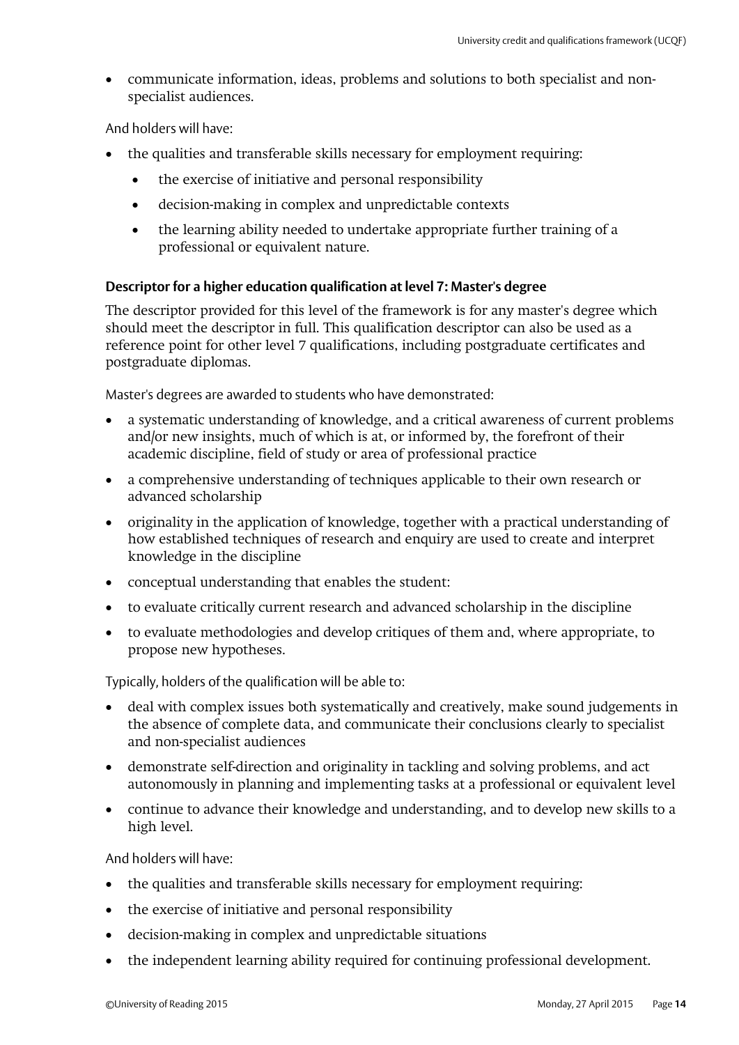- communicate information, ideas, problems and solutions to both specialist and non-specialist audiences.

And holders will have:

- the qualities and transferable skills necessary for employment requiring:
  - the exercise of initiative and personal responsibility
  - decision-making in complex and unpredictable contexts
  - the learning ability needed to undertake appropriate further training of a professional or equivalent nature.

### Descriptor for a higher education qualification at level 7: Master's degree

The descriptor provided for this level of the framework is for any master's degree which should meet the descriptor in full. This qualification descriptor can also be used as a reference point for other level 7 qualifications, including postgraduate certificates and postgraduate diplomas.

Master's degrees are awarded to students who have demonstrated:

- a systematic understanding of knowledge, and a critical awareness of current problems and/or new insights, much of which is at, or informed by, the forefront of their academic discipline, field of study or area of professional practice
- a comprehensive understanding of techniques applicable to their own research or advanced scholarship
- originality in the application of knowledge, together with a practical understanding of how established techniques of research and enquiry are used to create and interpret knowledge in the discipline
- conceptual understanding that enables the student:
- to evaluate critically current research and advanced scholarship in the discipline
- to evaluate methodologies and develop critiques of them and, where appropriate, to propose new hypotheses.

Typically, holders of the qualification will be able to:

- deal with complex issues both systematically and creatively, make sound judgements in the absence of complete data, and communicate their conclusions clearly to specialist and non-specialist audiences
- demonstrate self-direction and originality in tackling and solving problems, and act autonomously in planning and implementing tasks at a professional or equivalent level
- continue to advance their knowledge and understanding, and to develop new skills to a high level.

And holders will have:

- the qualities and transferable skills necessary for employment requiring:
- the exercise of initiative and personal responsibility
- decision-making in complex and unpredictable situations
- the independent learning ability required for continuing professional development.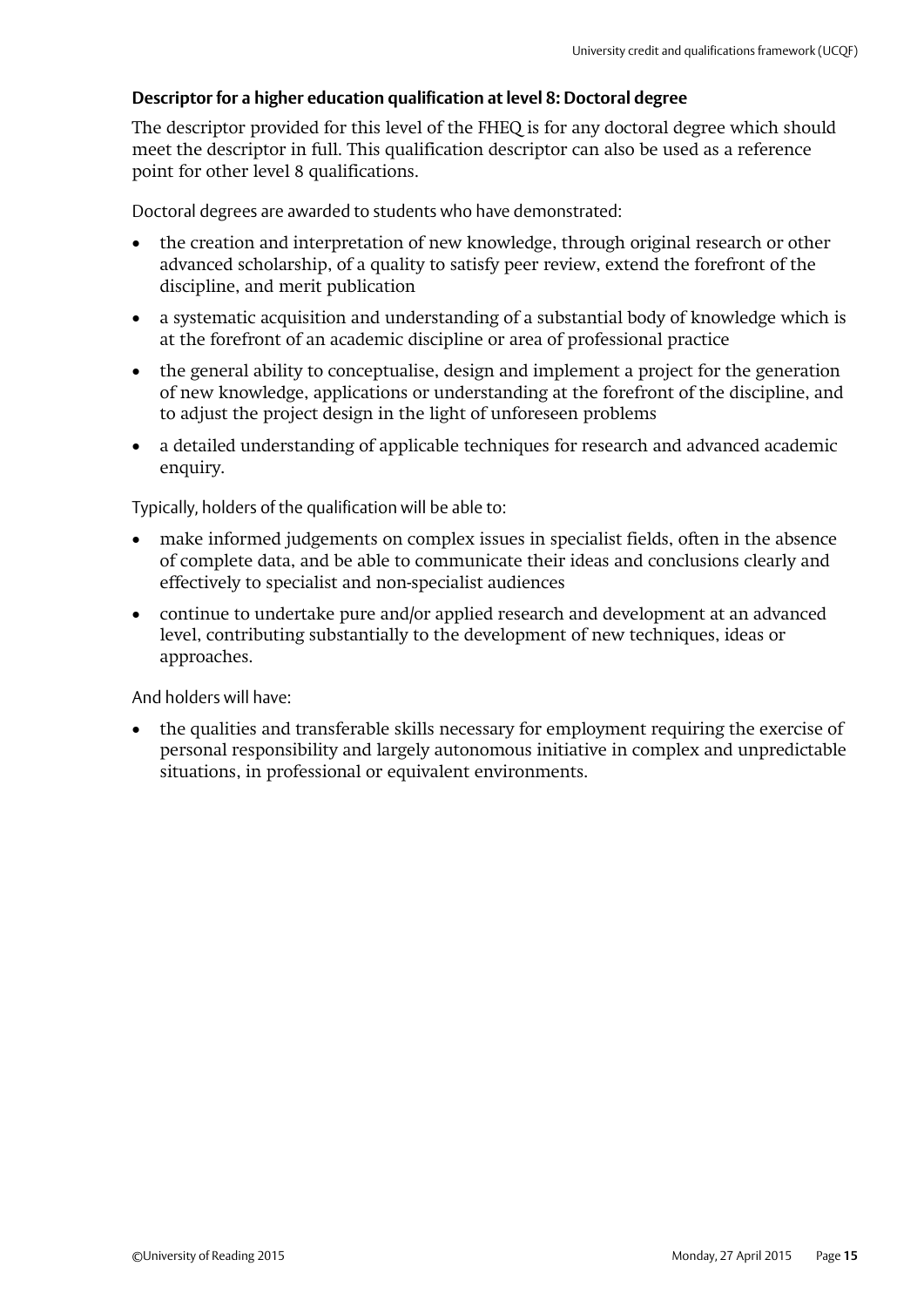### Descriptor for a higher education qualification at level 8: Doctoral degree

The descriptor provided for this level of the FHEQ is for any doctoral degree which should meet the descriptor in full. This qualification descriptor can also be used as a reference point for other level 8 qualifications.

Doctoral degrees are awarded to students who have demonstrated:

- the creation and interpretation of new knowledge, through original research or other advanced scholarship, of a quality to satisfy peer review, extend the forefront of the discipline, and merit publication
- a systematic acquisition and understanding of a substantial body of knowledge which is at the forefront of an academic discipline or area of professional practice
- the general ability to conceptualise, design and implement a project for the generation of new knowledge, applications or understanding at the forefront of the discipline, and to adjust the project design in the light of unforeseen problems
- a detailed understanding of applicable techniques for research and advanced academic enquiry.

Typically, holders of the qualification will be able to:

- make informed judgements on complex issues in specialist fields, often in the absence of complete data, and be able to communicate their ideas and conclusions clearly and effectively to specialist and non-specialist audiences
- continue to undertake pure and/or applied research and development at an advanced level, contributing substantially to the development of new techniques, ideas or approaches.

And holders will have:

- the qualities and transferable skills necessary for employment requiring the exercise of personal responsibility and largely autonomous initiative in complex and unpredictable situations, in professional or equivalent environments.